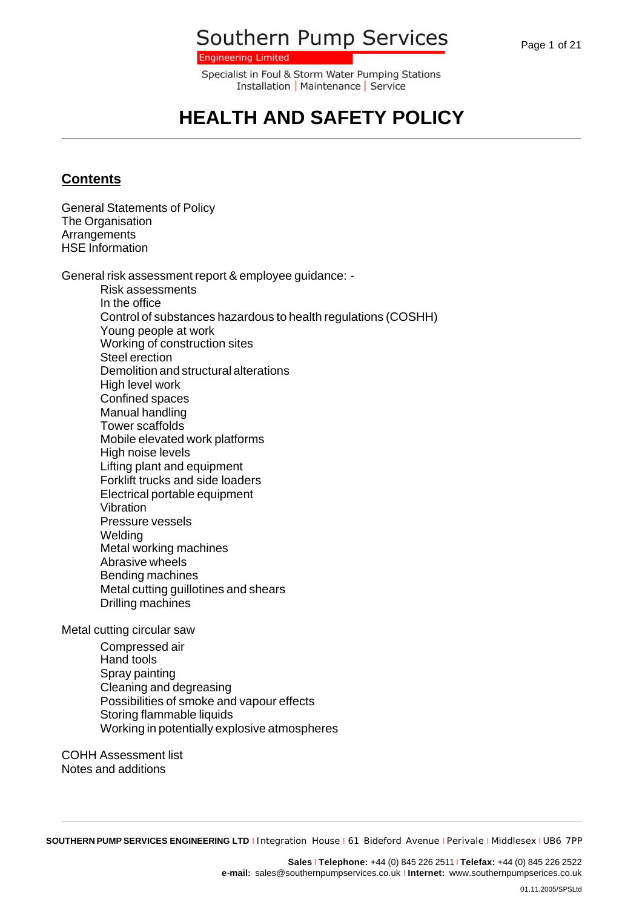# Southern Pump Services

Engineering Limited

Specialist in Foul & Storm Water Pumping Stations
Installation | Maintenance | Service

# HEALTH AND SAFETY POLICY

## Contents

General Statements of Policy
The Organisation
Arrangements
HSE Information

General risk assessment report & employee guidance: -

- Risk assessments
- In the office
- Control of substances hazardous to health regulations (COSHH)
- Young people at work
- Working of construction sites
- Steel erection
- Demolition and structural alterations
- High level work
- Confined spaces
- Manual handling
- Tower scaffolds
- Mobile elevated work platforms
- High noise levels
- Lifting plant and equipment
- Forklift trucks and side loaders
- Electrical portable equipment
- Vibration
- Pressure vessels
- Welding
- Metal working machines
- Abrasive wheels
- Bending machines
- Metal cutting guillotines and shears
- Drilling machines

Metal cutting circular saw

- Compressed air
- Hand tools
- Spray painting
- Cleaning and degreasing
- Possibilities of smoke and vapour effects
- Storing flammable liquids
- Working in potentially explosive atmospheres

COHH Assessment list
Notes and additions

**SOUTHERN PUMP SERVICES ENGINEERING LTD** | Integration House | 61 Bideford Avenue | Perivale | Middlesex | UB6 7PP

**Sales** | **Telephone:** +44 (0) 845 226 2511 | **Telefax:** +44 (0) 845 226 2522
**e-mail:** sales@southernpumpservices.co.uk | **Internet:** www.southernpumpsservices.co.uk

01.11.2005/SPSLtd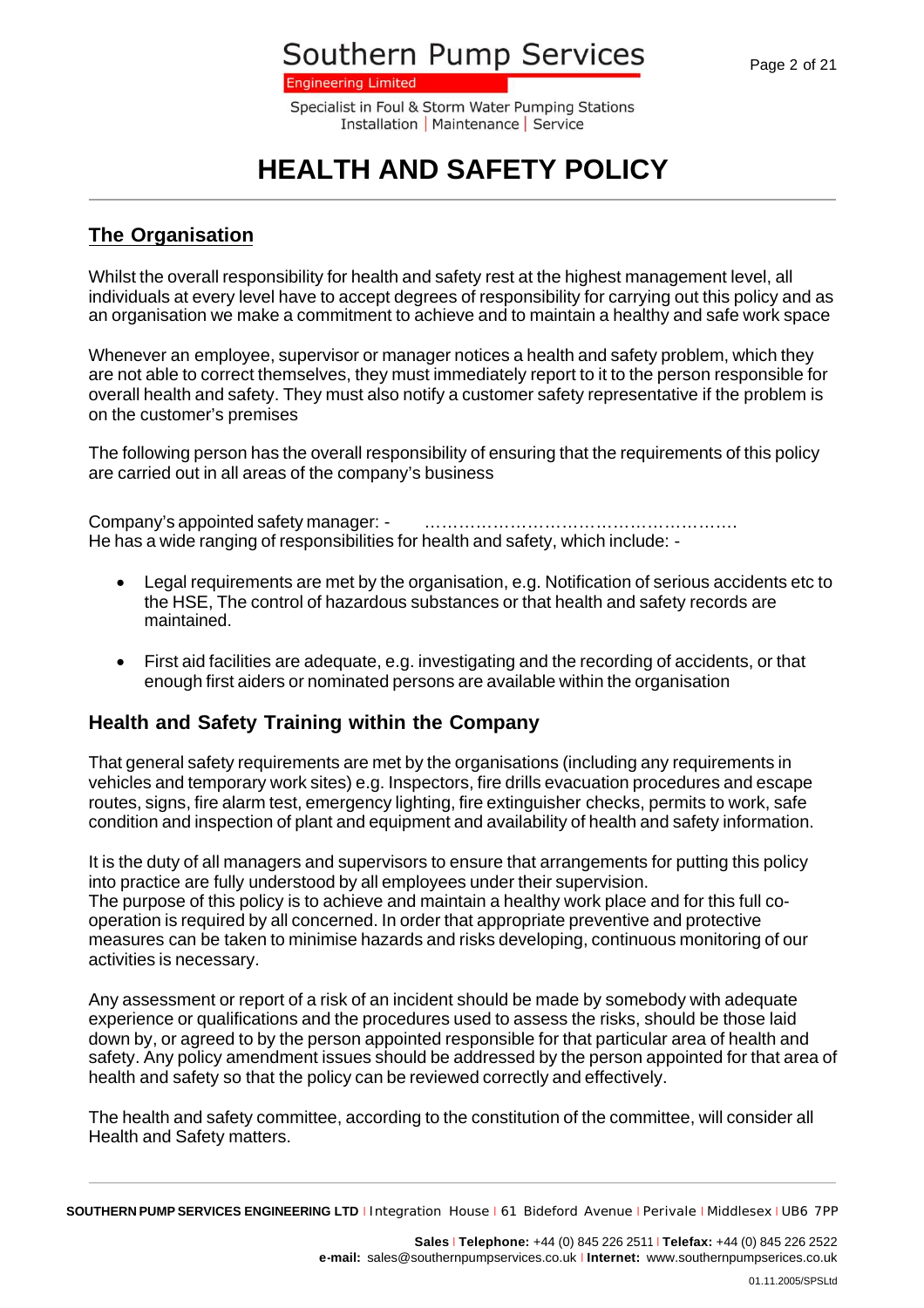# HEALTH AND SAFETY POLICY

## The Organisation

Whilst the overall responsibility for health and safety rest at the highest management level, all individuals at every level have to accept degrees of responsibility for carrying out this policy and as an organisation we make a commitment to achieve and to maintain a healthy and safe work space

Whenever an employee, supervisor or manager notices a health and safety problem, which they are not able to correct themselves, they must immediately report to it to the person responsible for overall health and safety. They must also notify a customer safety representative if the problem is on the customer's premises

The following person has the overall responsibility of ensuring that the requirements of this policy are carried out in all areas of the company's business

Company's appointed safety manager: - ………………………………………………….
He has a wide ranging of responsibilities for health and safety, which include: -

- Legal requirements are met by the organisation, e.g. Notification of serious accidents etc to the HSE, The control of hazardous substances or that health and safety records are maintained.

- First aid facilities are adequate, e.g. investigating and the recording of accidents, or that enough first aiders or nominated persons are available within the organisation

### Health and Safety Training within the Company

That general safety requirements are met by the organisations (including any requirements in vehicles and temporary work sites) e.g. Inspectors, fire drills evacuation procedures and escape routes, signs, fire alarm test, emergency lighting, fire extinguisher checks, permits to work, safe condition and inspection of plant and equipment and availability of health and safety information.

It is the duty of all managers and supervisors to ensure that arrangements for putting this policy into practice are fully understood by all employees under their supervision.
The purpose of this policy is to achieve and maintain a healthy work place and for this full co-operation is required by all concerned. In order that appropriate preventive and protective measures can be taken to minimise hazards and risks developing, continuous monitoring of our activities is necessary.

Any assessment or report of a risk of an incident should be made by somebody with adequate experience or qualifications and the procedures used to assess the risks, should be those laid down by, or agreed to by the person appointed responsible for that particular area of health and safety. Any policy amendment issues should be addressed by the person appointed for that area of health and safety so that the policy can be reviewed correctly and effectively.

The health and safety committee, according to the constitution of the committee, will consider all Health and Safety matters.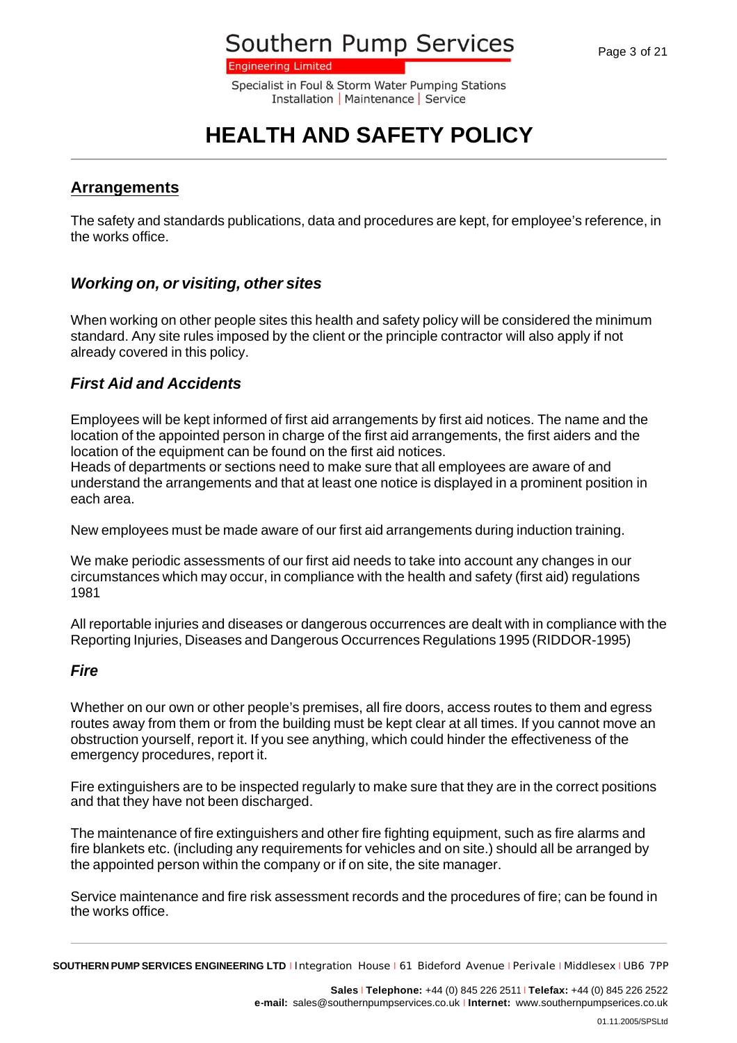# HEALTH AND SAFETY POLICY

## Arrangements

The safety and standards publications, data and procedures are kept, for employee's reference, in the works office.

### *Working on, or visiting, other sites*

When working on other people sites this health and safety policy will be considered the minimum standard. Any site rules imposed by the client or the principle contractor will also apply if not already covered in this policy.

### *First Aid and Accidents*

Employees will be kept informed of first aid arrangements by first aid notices. The name and the location of the appointed person in charge of the first aid arrangements, the first aiders and the location of the equipment can be found on the first aid notices.
Heads of departments or sections need to make sure that all employees are aware of and understand the arrangements and that at least one notice is displayed in a prominent position in each area.

New employees must be made aware of our first aid arrangements during induction training.

We make periodic assessments of our first aid needs to take into account any changes in our circumstances which may occur, in compliance with the health and safety (first aid) regulations 1981

All reportable injuries and diseases or dangerous occurrences are dealt with in compliance with the Reporting Injuries, Diseases and Dangerous Occurrences Regulations 1995 (RIDDOR-1995)

### *Fire*

Whether on our own or other people's premises, all fire doors, access routes to them and egress routes away from them or from the building must be kept clear at all times. If you cannot move an obstruction yourself, report it. If you see anything, which could hinder the effectiveness of the emergency procedures, report it.

Fire extinguishers are to be inspected regularly to make sure that they are in the correct positions and that they have not been discharged.

The maintenance of fire extinguishers and other fire fighting equipment, such as fire alarms and fire blankets etc. (including any requirements for vehicles and on site.) should all be arranged by the appointed person within the company or if on site, the site manager.

Service maintenance and fire risk assessment records and the procedures of fire; can be found in the works office.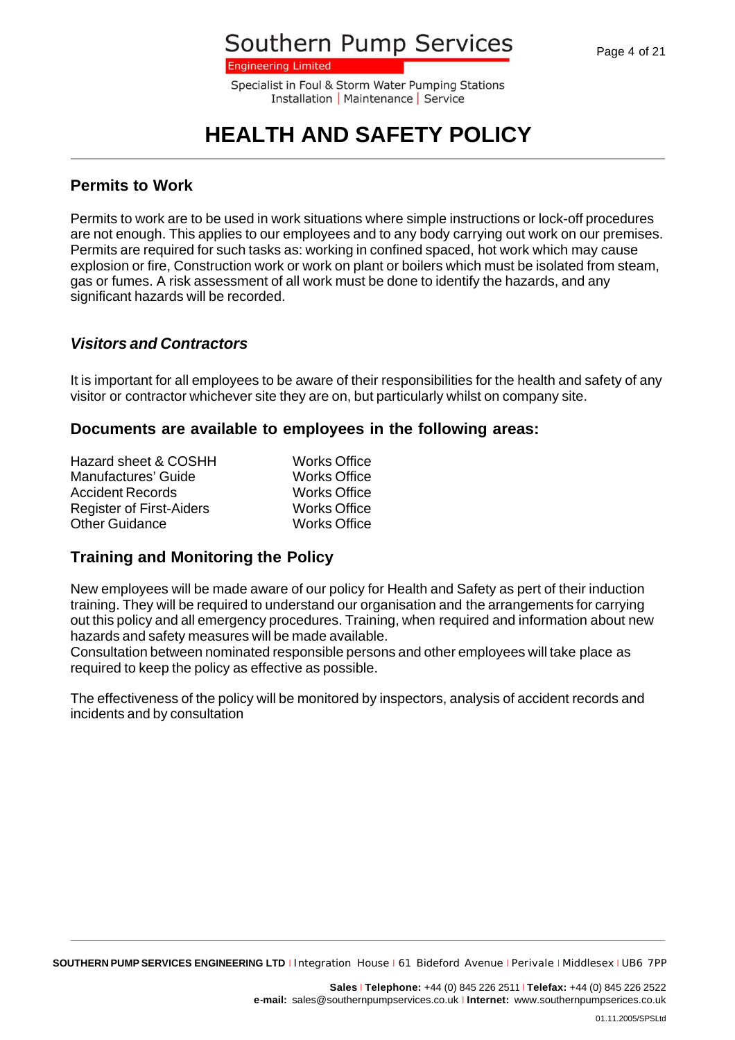# HEALTH AND SAFETY POLICY

## Permits to Work

Permits to work are to be used in work situations where simple instructions or lock-off procedures are not enough. This applies to our employees and to any body carrying out work on our premises. Permits are required for such tasks as: working in confined spaced, hot work which may cause explosion or fire, Construction work or work on plant or boilers which must be isolated from steam, gas or fumes. A risk assessment of all work must be done to identify the hazards, and any significant hazards will be recorded.

## *Visitors and Contractors*

It is important for all employees to be aware of their responsibilities for the health and safety of any visitor or contractor whichever site they are on, but particularly whilst on company site.

## Documents are available to employees in the following areas:

| | |
|---|---|
| Hazard sheet & COSHH | Works Office |
| Manufactures' Guide | Works Office |
| Accident Records | Works Office |
| Register of First-Aiders | Works Office |
| Other Guidance | Works Office |

## Training and Monitoring the Policy

New employees will be made aware of our policy for Health and Safety as pert of their induction training. They will be required to understand our organisation and the arrangements for carrying out this policy and all emergency procedures. Training, when required and information about new hazards and safety measures will be made available.
Consultation between nominated responsible persons and other employees will take place as required to keep the policy as effective as possible.

The effectiveness of the policy will be monitored by inspectors, analysis of accident records and incidents and by consultation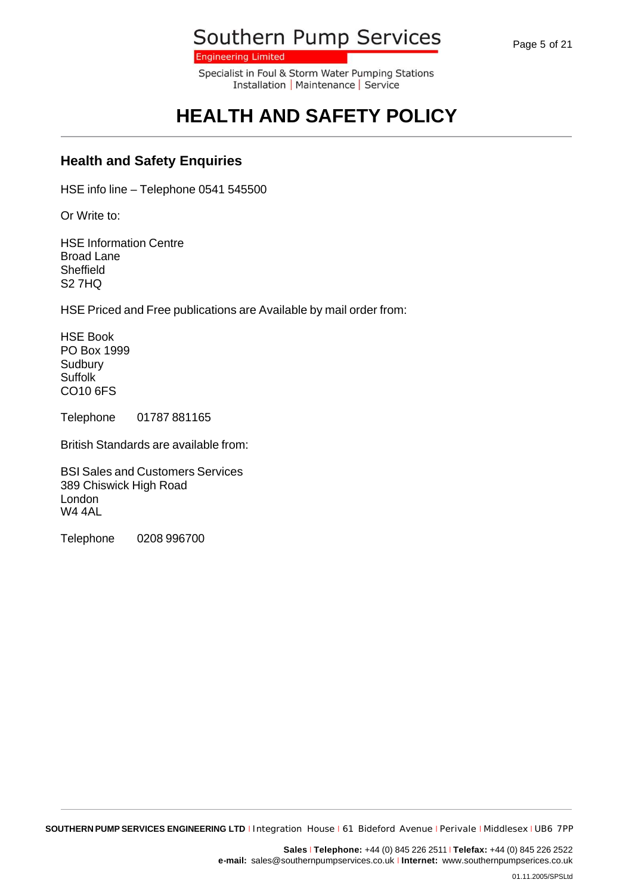## Health and Safety Enquiries

HSE info line – Telephone 0541 545500

Or Write to:

HSE Information Centre  
Broad Lane  
Sheffield  
S2 7HQ

HSE Priced and Free publications are Available by mail order from:

HSE Book  
PO Box 1999  
Sudbury  
Suffolk  
CO10 6FS

Telephone 01787 881165

British Standards are available from:

BSI Sales and Customers Services  
389 Chiswick High Road  
London  
W4 4AL

Telephone 0208 996700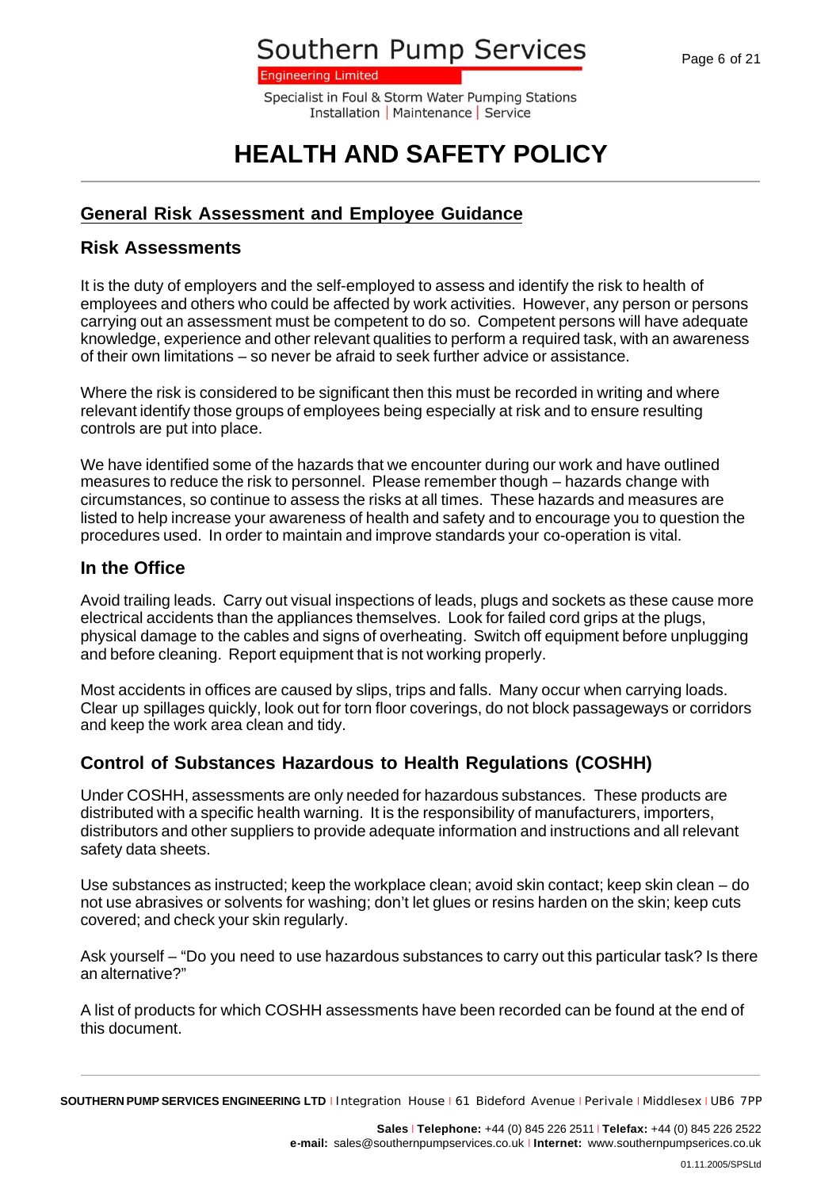# HEALTH AND SAFETY POLICY

## General Risk Assessment and Employee Guidance

### Risk Assessments

It is the duty of employers and the self-employed to assess and identify the risk to health of employees and others who could be affected by work activities. However, any person or persons carrying out an assessment must be competent to do so. Competent persons will have adequate knowledge, experience and other relevant qualities to perform a required task, with an awareness of their own limitations – so never be afraid to seek further advice or assistance.

Where the risk is considered to be significant then this must be recorded in writing and where relevant identify those groups of employees being especially at risk and to ensure resulting controls are put into place.

We have identified some of the hazards that we encounter during our work and have outlined measures to reduce the risk to personnel. Please remember though – hazards change with circumstances, so continue to assess the risks at all times. These hazards and measures are listed to help increase your awareness of health and safety and to encourage you to question the procedures used. In order to maintain and improve standards your co-operation is vital.

### In the Office

Avoid trailing leads. Carry out visual inspections of leads, plugs and sockets as these cause more electrical accidents than the appliances themselves. Look for failed cord grips at the plugs, physical damage to the cables and signs of overheating. Switch off equipment before unplugging and before cleaning. Report equipment that is not working properly.

Most accidents in offices are caused by slips, trips and falls. Many occur when carrying loads. Clear up spillages quickly, look out for torn floor coverings, do not block passageways or corridors and keep the work area clean and tidy.

### Control of Substances Hazardous to Health Regulations (COSHH)

Under COSHH, assessments are only needed for hazardous substances. These products are distributed with a specific health warning. It is the responsibility of manufacturers, importers, distributors and other suppliers to provide adequate information and instructions and all relevant safety data sheets.

Use substances as instructed; keep the workplace clean; avoid skin contact; keep skin clean – do not use abrasives or solvents for washing; don't let glues or resins harden on the skin; keep cuts covered; and check your skin regularly.

Ask yourself – "Do you need to use hazardous substances to carry out this particular task? Is there an alternative?"

A list of products for which COSHH assessments have been recorded can be found at the end of this document.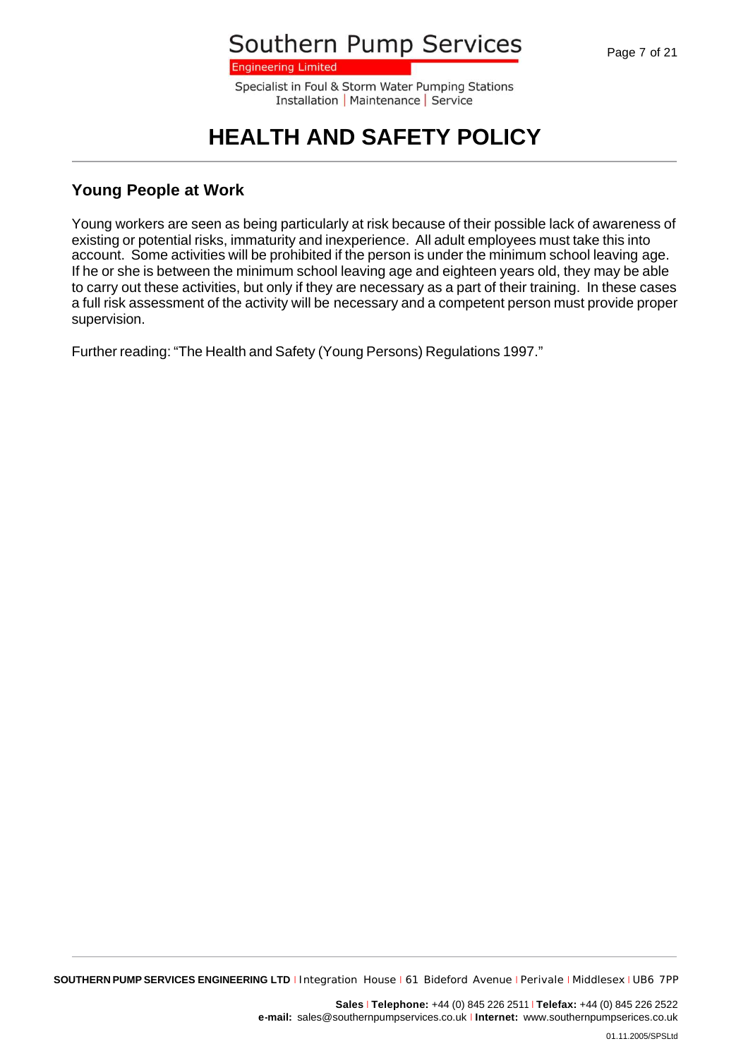# HEALTH AND SAFETY POLICY

## Young People at Work

Young workers are seen as being particularly at risk because of their possible lack of awareness of existing or potential risks, immaturity and inexperience. All adult employees must take this into account. Some activities will be prohibited if the person is under the minimum school leaving age. If he or she is between the minimum school leaving age and eighteen years old, they may be able to carry out these activities, but only if they are necessary as a part of their training. In these cases a full risk assessment of the activity will be necessary and a competent person must provide proper supervision.

Further reading: "The Health and Safety (Young Persons) Regulations 1997."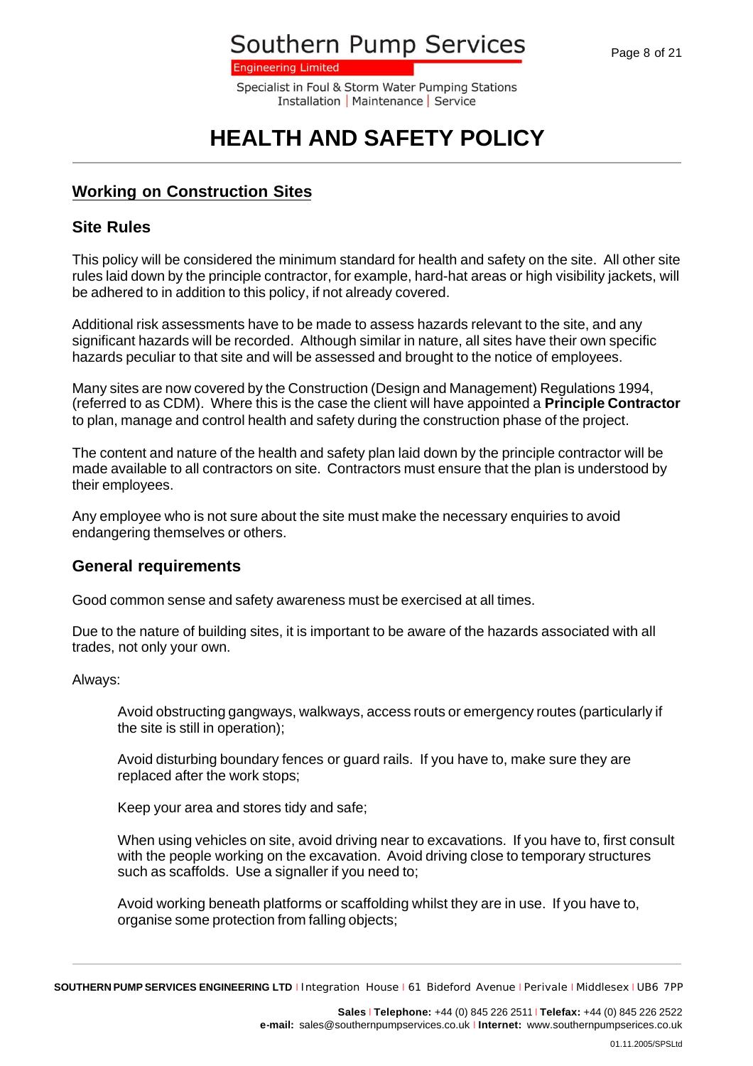# HEALTH AND SAFETY POLICY

## Working on Construction Sites

### Site Rules

This policy will be considered the minimum standard for health and safety on the site. All other site rules laid down by the principle contractor, for example, hard-hat areas or high visibility jackets, will be adhered to in addition to this policy, if not already covered.

Additional risk assessments have to be made to assess hazards relevant to the site, and any significant hazards will be recorded. Although similar in nature, all sites have their own specific hazards peculiar to that site and will be assessed and brought to the notice of employees.

Many sites are now covered by the Construction (Design and Management) Regulations 1994, (referred to as CDM). Where this is the case the client will have appointed a **Principle Contractor** to plan, manage and control health and safety during the construction phase of the project.

The content and nature of the health and safety plan laid down by the principle contractor will be made available to all contractors on site. Contractors must ensure that the plan is understood by their employees.

Any employee who is not sure about the site must make the necessary enquiries to avoid endangering themselves or others.

### General requirements

Good common sense and safety awareness must be exercised at all times.

Due to the nature of building sites, it is important to be aware of the hazards associated with all trades, not only your own.

Always:

> Avoid obstructing gangways, walkways, access routs or emergency routes (particularly if the site is still in operation);
>
> Avoid disturbing boundary fences or guard rails. If you have to, make sure they are replaced after the work stops;
>
> Keep your area and stores tidy and safe;
>
> When using vehicles on site, avoid driving near to excavations. If you have to, first consult with the people working on the excavation. Avoid driving close to temporary structures such as scaffolds. Use a signaller if you need to;
>
> Avoid working beneath platforms or scaffolding whilst they are in use. If you have to, organise some protection from falling objects;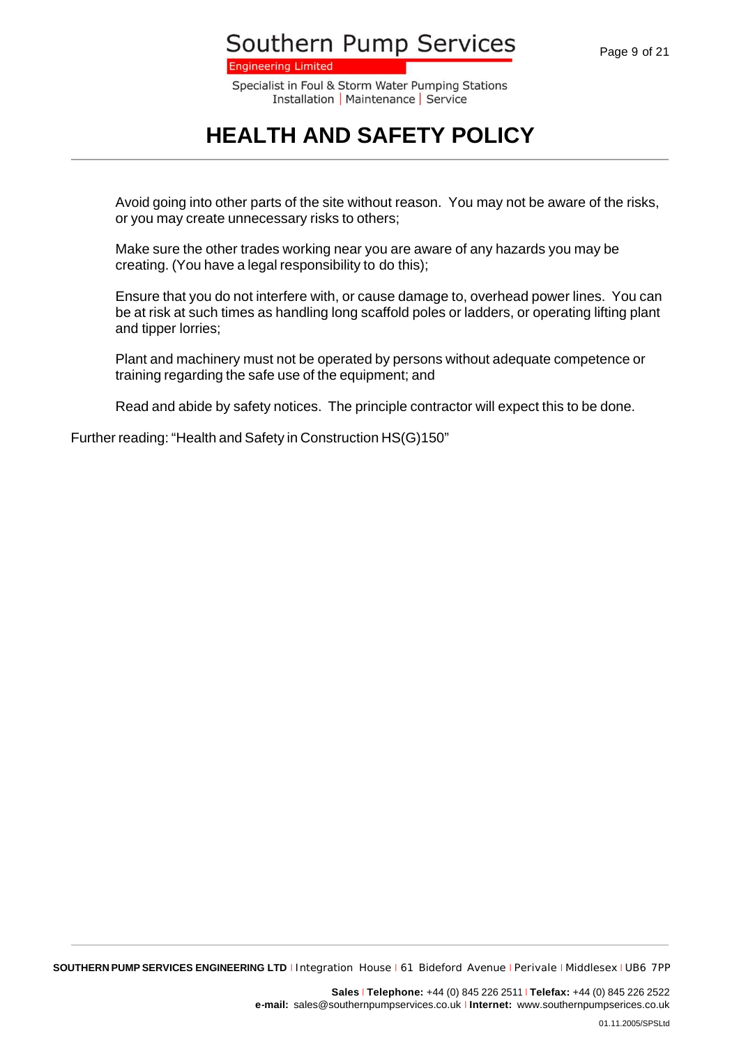Avoid going into other parts of the site without reason. You may not be aware of the risks, or you may create unnecessary risks to others;

Make sure the other trades working near you are aware of any hazards you may be creating. (You have a legal responsibility to do this);

Ensure that you do not interfere with, or cause damage to, overhead power lines. You can be at risk at such times as handling long scaffold poles or ladders, or operating lifting plant and tipper lorries;

Plant and machinery must not be operated by persons without adequate competence or training regarding the safe use of the equipment; and

Read and abide by safety notices. The principle contractor will expect this to be done.

Further reading: "Health and Safety in Construction HS(G)150"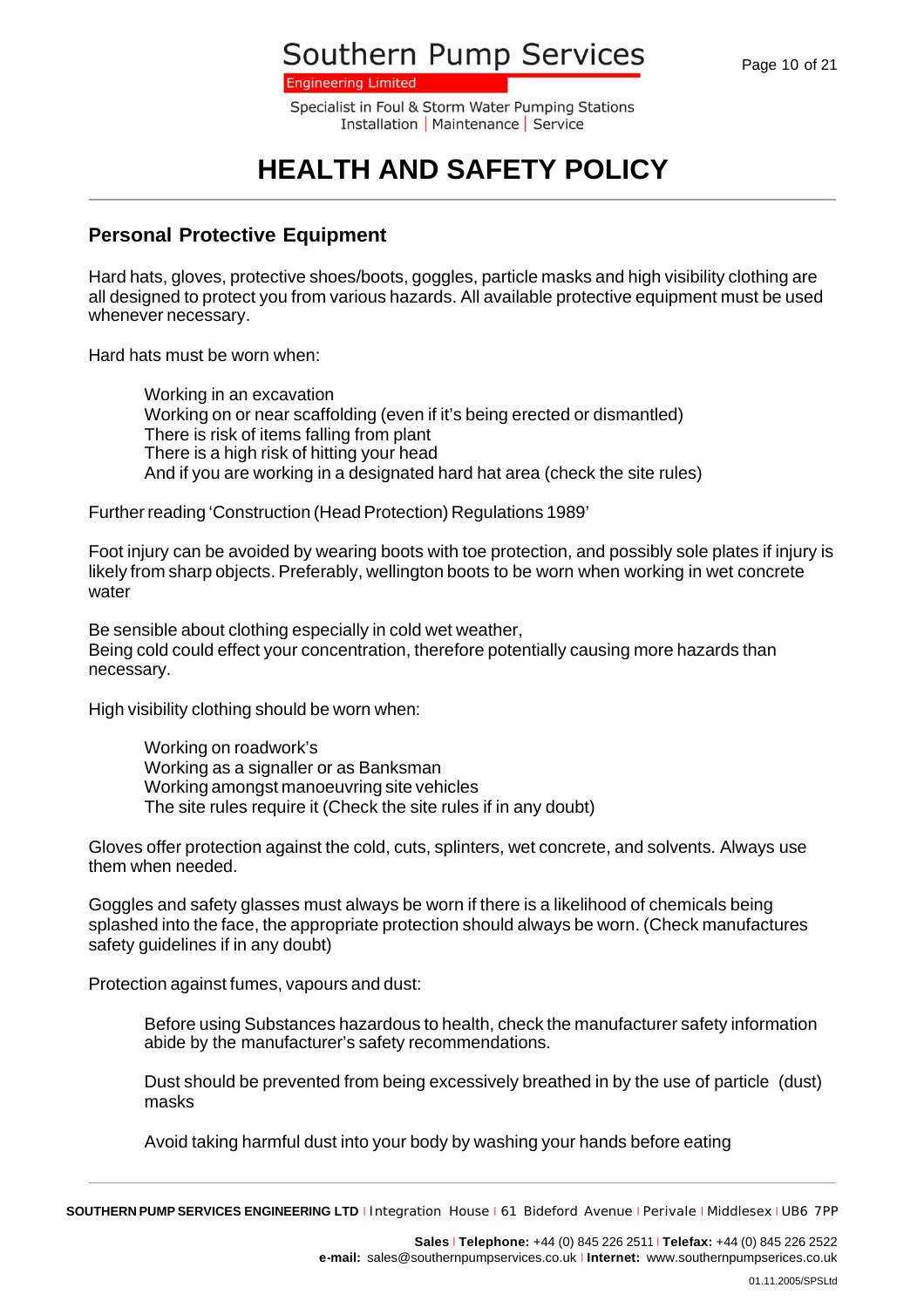# HEALTH AND SAFETY POLICY

## Personal Protective Equipment

Hard hats, gloves, protective shoes/boots, goggles, particle masks and high visibility clothing are all designed to protect you from various hazards. All available protective equipment must be used whenever necessary.

Hard hats must be worn when:

- Working in an excavation
- Working on or near scaffolding (even if it's being erected or dismantled)
- There is risk of items falling from plant
- There is a high risk of hitting your head
- And if you are working in a designated hard hat area (check the site rules)

Further reading 'Construction (Head Protection) Regulations 1989'

Foot injury can be avoided by wearing boots with toe protection, and possibly sole plates if injury is likely from sharp objects. Preferably, wellington boots to be worn when working in wet concrete water

Be sensible about clothing especially in cold wet weather,
Being cold could effect your concentration, therefore potentially causing more hazards than necessary.

High visibility clothing should be worn when:

- Working on roadwork's
- Working as a signaller or as Banksman
- Working amongst manoeuvring site vehicles
- The site rules require it (Check the site rules if in any doubt)

Gloves offer protection against the cold, cuts, splinters, wet concrete, and solvents. Always use them when needed.

Goggles and safety glasses must always be worn if there is a likelihood of chemicals being splashed into the face, the appropriate protection should always be worn. (Check manufactures safety guidelines if in any doubt)

Protection against fumes, vapours and dust:

> Before using Substances hazardous to health, check the manufacturer safety information abide by the manufacturer's safety recommendations.
>
> Dust should be prevented from being excessively breathed in by the use of particle (dust) masks
>
> Avoid taking harmful dust into your body by washing your hands before eating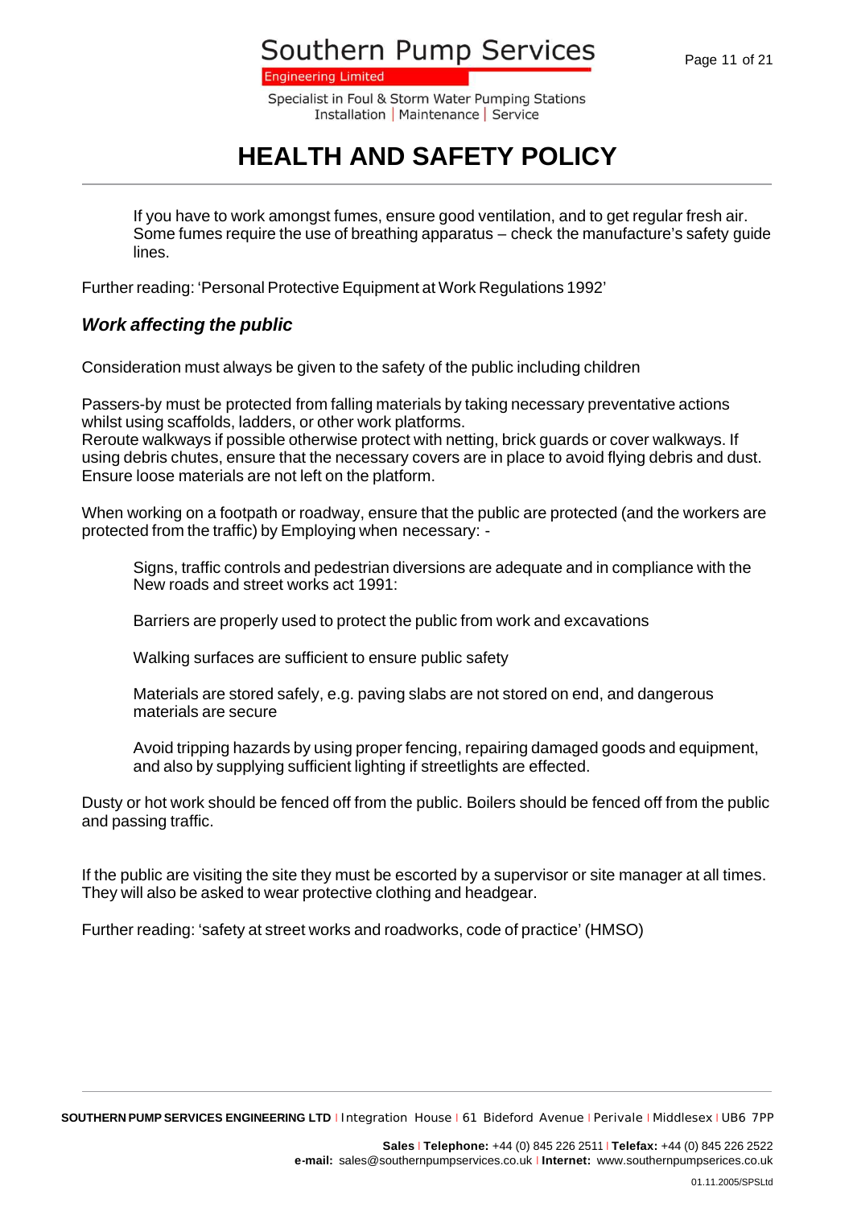If you have to work amongst fumes, ensure good ventilation, and to get regular fresh air. Some fumes require the use of breathing apparatus – check the manufacture's safety guide lines.

Further reading: 'Personal Protective Equipment at Work Regulations 1992'

### *Work affecting the public*

Consideration must always be given to the safety of the public including children

Passers-by must be protected from falling materials by taking necessary preventative actions whilst using scaffolds, ladders, or other work platforms.
Reroute walkways if possible otherwise protect with netting, brick guards or cover walkways. If using debris chutes, ensure that the necessary covers are in place to avoid flying debris and dust. Ensure loose materials are not left on the platform.

When working on a footpath or roadway, ensure that the public are protected (and the workers are protected from the traffic) by Employing when necessary: -

Signs, traffic controls and pedestrian diversions are adequate and in compliance with the New roads and street works act 1991:

Barriers are properly used to protect the public from work and excavations

Walking surfaces are sufficient to ensure public safety

Materials are stored safely, e.g. paving slabs are not stored on end, and dangerous materials are secure

Avoid tripping hazards by using proper fencing, repairing damaged goods and equipment, and also by supplying sufficient lighting if streetlights are effected.

Dusty or hot work should be fenced off from the public. Boilers should be fenced off from the public and passing traffic.

If the public are visiting the site they must be escorted by a supervisor or site manager at all times. They will also be asked to wear protective clothing and headgear.

Further reading: 'safety at street works and roadworks, code of practice' (HMSO)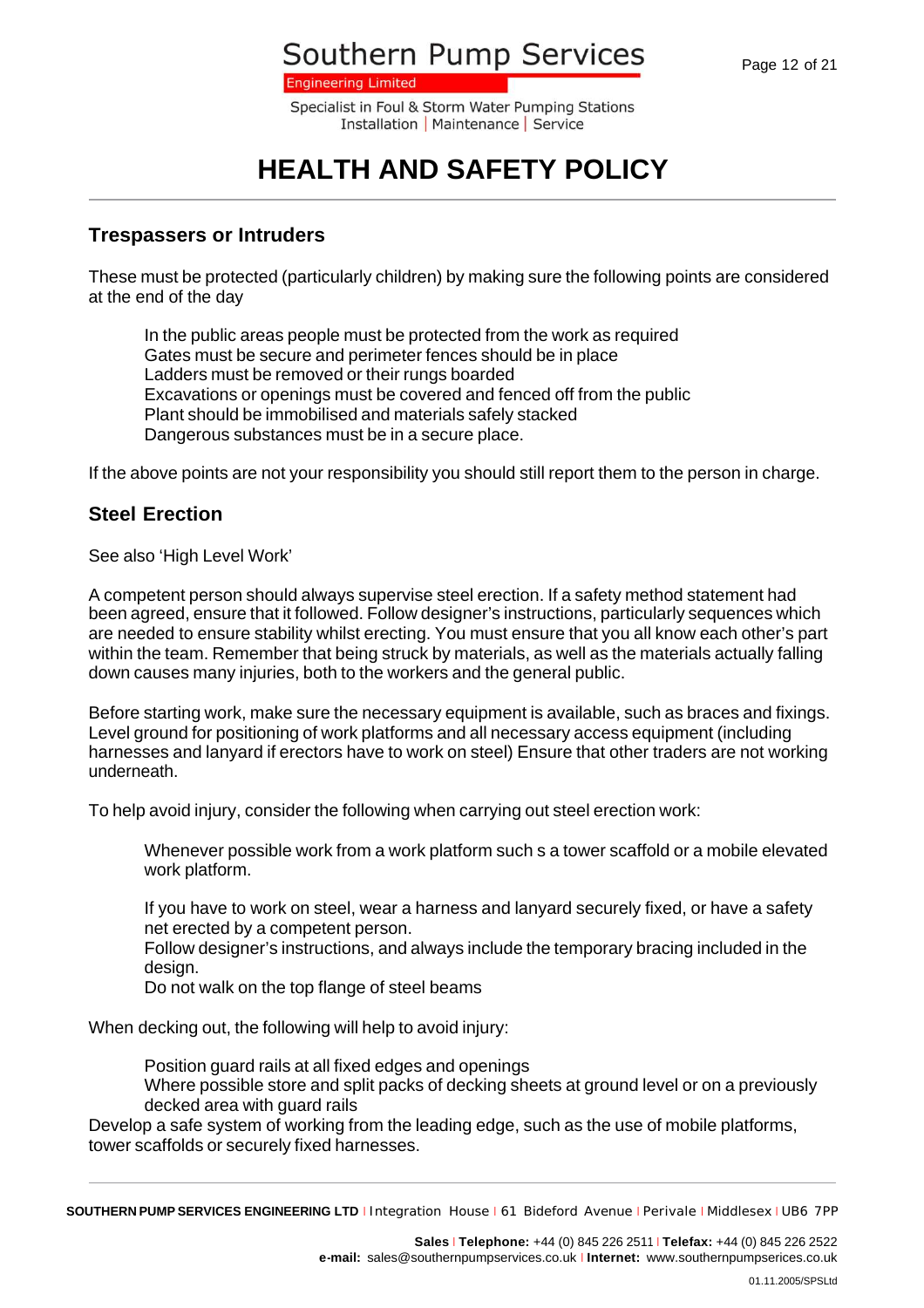# HEALTH AND SAFETY POLICY

## Trespassers or Intruders

These must be protected (particularly children) by making sure the following points are considered at the end of the day

In the public areas people must be protected from the work as required
Gates must be secure and perimeter fences should be in place
Ladders must be removed or their rungs boarded
Excavations or openings must be covered and fenced off from the public
Plant should be immobilised and materials safely stacked
Dangerous substances must be in a secure place.

If the above points are not your responsibility you should still report them to the person in charge.

## Steel Erection

See also 'High Level Work'

A competent person should always supervise steel erection. If a safety method statement had been agreed, ensure that it followed. Follow designer's instructions, particularly sequences which are needed to ensure stability whilst erecting. You must ensure that you all know each other's part within the team. Remember that being struck by materials, as well as the materials actually falling down causes many injuries, both to the workers and the general public.

Before starting work, make sure the necessary equipment is available, such as braces and fixings. Level ground for positioning of work platforms and all necessary access equipment (including harnesses and lanyard if erectors have to work on steel) Ensure that other traders are not working underneath.

To help avoid injury, consider the following when carrying out steel erection work:

Whenever possible work from a work platform such s a tower scaffold or a mobile elevated work platform.

If you have to work on steel, wear a harness and lanyard securely fixed, or have a safety net erected by a competent person.
Follow designer's instructions, and always include the temporary bracing included in the design.
Do not walk on the top flange of steel beams

When decking out, the following will help to avoid injury:

Position guard rails at all fixed edges and openings
Where possible store and split packs of decking sheets at ground level or on a previously decked area with guard rails
Develop a safe system of working from the leading edge, such as the use of mobile platforms, tower scaffolds or securely fixed harnesses.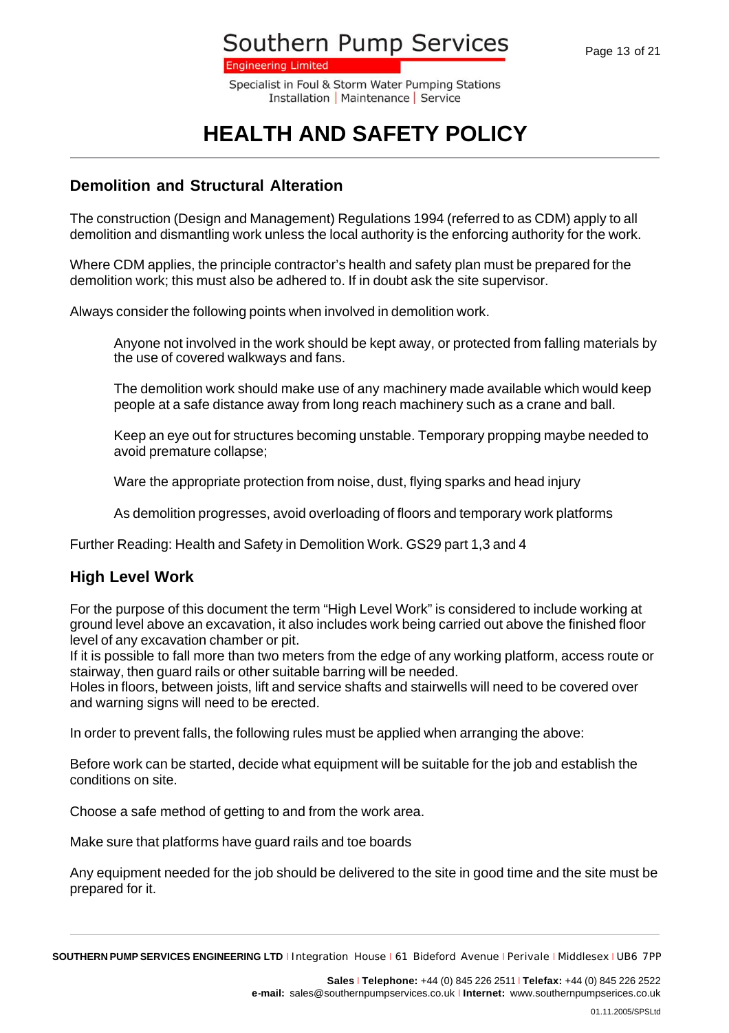# HEALTH AND SAFETY POLICY

## Demolition and Structural Alteration

The construction (Design and Management) Regulations 1994 (referred to as CDM) apply to all demolition and dismantling work unless the local authority is the enforcing authority for the work.

Where CDM applies, the principle contractor's health and safety plan must be prepared for the demolition work; this must also be adhered to. If in doubt ask the site supervisor.

Always consider the following points when involved in demolition work.

> Anyone not involved in the work should be kept away, or protected from falling materials by the use of covered walkways and fans.
>
> The demolition work should make use of any machinery made available which would keep people at a safe distance away from long reach machinery such as a crane and ball.
>
> Keep an eye out for structures becoming unstable. Temporary propping maybe needed to avoid premature collapse;
>
> Ware the appropriate protection from noise, dust, flying sparks and head injury
>
> As demolition progresses, avoid overloading of floors and temporary work platforms

Further Reading: Health and Safety in Demolition Work. GS29 part 1,3 and 4

## High Level Work

For the purpose of this document the term "High Level Work" is considered to include working at ground level above an excavation, it also includes work being carried out above the finished floor level of any excavation chamber or pit.
If it is possible to fall more than two meters from the edge of any working platform, access route or stairway, then guard rails or other suitable barring will be needed.
Holes in floors, between joists, lift and service shafts and stairwells will need to be covered over and warning signs will need to be erected.

In order to prevent falls, the following rules must be applied when arranging the above:

Before work can be started, decide what equipment will be suitable for the job and establish the conditions on site.

Choose a safe method of getting to and from the work area.

Make sure that platforms have guard rails and toe boards

Any equipment needed for the job should be delivered to the site in good time and the site must be prepared for it.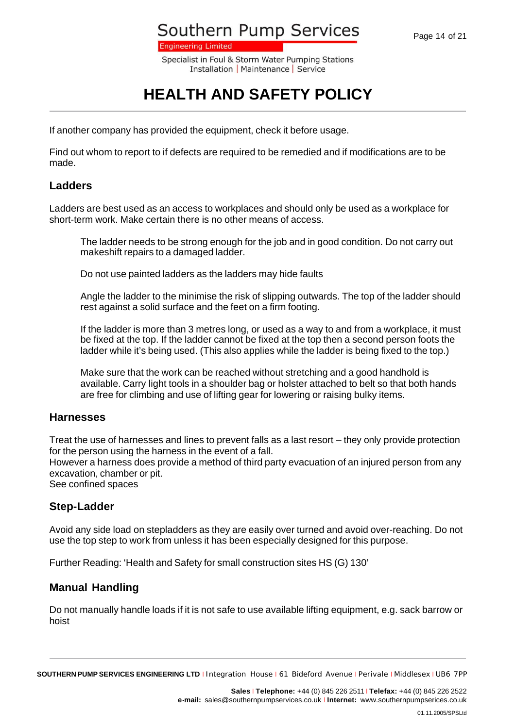If another company has provided the equipment, check it before usage.

Find out whom to report to if defects are required to be remedied and if modifications are to be made.

## Ladders

Ladders are best used as an access to workplaces and should only be used as a workplace for short-term work. Make certain there is no other means of access.

> The ladder needs to be strong enough for the job and in good condition. Do not carry out makeshift repairs to a damaged ladder.
>
> Do not use painted ladders as the ladders may hide faults
>
> Angle the ladder to the minimise the risk of slipping outwards. The top of the ladder should rest against a solid surface and the feet on a firm footing.
>
> If the ladder is more than 3 metres long, or used as a way to and from a workplace, it must be fixed at the top. If the ladder cannot be fixed at the top then a second person foots the ladder while it's being used. (This also applies while the ladder is being fixed to the top.)
>
> Make sure that the work can be reached without stretching and a good handhold is available. Carry light tools in a shoulder bag or holster attached to belt so that both hands are free for climbing and use of lifting gear for lowering or raising bulky items.

## Harnesses

Treat the use of harnesses and lines to prevent falls as a last resort – they only provide protection for the person using the harness in the event of a fall.
However a harness does provide a method of third party evacuation of an injured person from any excavation, chamber or pit.
See confined spaces

## Step-Ladder

Avoid any side load on stepladders as they are easily over turned and avoid over-reaching. Do not use the top step to work from unless it has been especially designed for this purpose.

Further Reading: 'Health and Safety for small construction sites HS (G) 130'

## Manual Handling

Do not manually handle loads if it is not safe to use available lifting equipment, e.g. sack barrow or hoist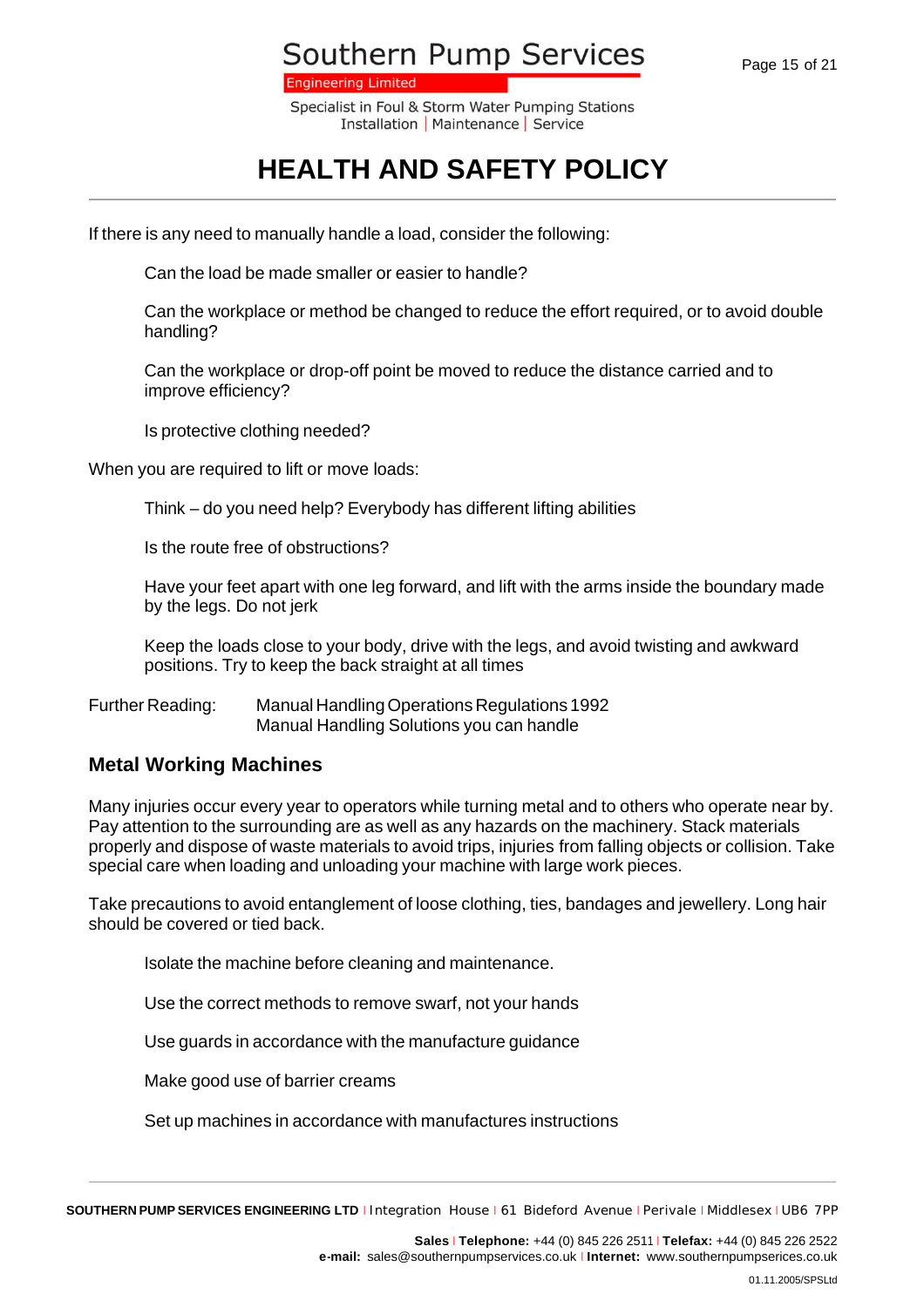If there is any need to manually handle a load, consider the following:

Can the load be made smaller or easier to handle?

Can the workplace or method be changed to reduce the effort required, or to avoid double handling?

Can the workplace or drop-off point be moved to reduce the distance carried and to improve efficiency?

Is protective clothing needed?

When you are required to lift or move loads:

Think – do you need help? Everybody has different lifting abilities

Is the route free of obstructions?

Have your feet apart with one leg forward, and lift with the arms inside the boundary made by the legs. Do not jerk

Keep the loads close to your body, drive with the legs, and avoid twisting and awkward positions. Try to keep the back straight at all times

Further Reading: Manual Handling Operations Regulations 1992
Manual Handling Solutions you can handle

## Metal Working Machines

Many injuries occur every year to operators while turning metal and to others who operate near by. Pay attention to the surrounding are as well as any hazards on the machinery. Stack materials properly and dispose of waste materials to avoid trips, injuries from falling objects or collision. Take special care when loading and unloading your machine with large work pieces.

Take precautions to avoid entanglement of loose clothing, ties, bandages and jewellery. Long hair should be covered or tied back.

Isolate the machine before cleaning and maintenance.

Use the correct methods to remove swarf, not your hands

Use guards in accordance with the manufacture guidance

Make good use of barrier creams

Set up machines in accordance with manufactures instructions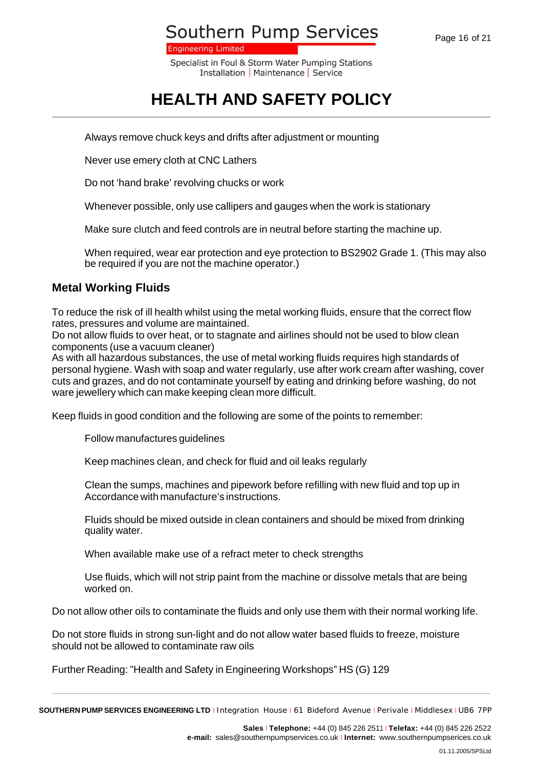Always remove chuck keys and drifts after adjustment or mounting

Never use emery cloth at CNC Lathers

Do not 'hand brake' revolving chucks or work

Whenever possible, only use callipers and gauges when the work is stationary

Make sure clutch and feed controls are in neutral before starting the machine up.

When required, wear ear protection and eye protection to BS2902 Grade 1. (This may also be required if you are not the machine operator.)

### Metal Working Fluids

To reduce the risk of ill health whilst using the metal working fluids, ensure that the correct flow rates, pressures and volume are maintained.
Do not allow fluids to over heat, or to stagnate and airlines should not be used to blow clean components (use a vacuum cleaner)
As with all hazardous substances, the use of metal working fluids requires high standards of personal hygiene. Wash with soap and water regularly, use after work cream after washing, cover cuts and grazes, and do not contaminate yourself by eating and drinking before washing, do not ware jewellery which can make keeping clean more difficult.

Keep fluids in good condition and the following are some of the points to remember:

Follow manufactures guidelines

Keep machines clean, and check for fluid and oil leaks regularly

Clean the sumps, machines and pipework before refilling with new fluid and top up in Accordance with manufacture's instructions.

Fluids should be mixed outside in clean containers and should be mixed from drinking quality water.

When available make use of a refract meter to check strengths

Use fluids, which will not strip paint from the machine or dissolve metals that are being worked on.

Do not allow other oils to contaminate the fluids and only use them with their normal working life.

Do not store fluids in strong sun-light and do not allow water based fluids to freeze, moisture should not be allowed to contaminate raw oils

Further Reading: "Health and Safety in Engineering Workshops" HS (G) 129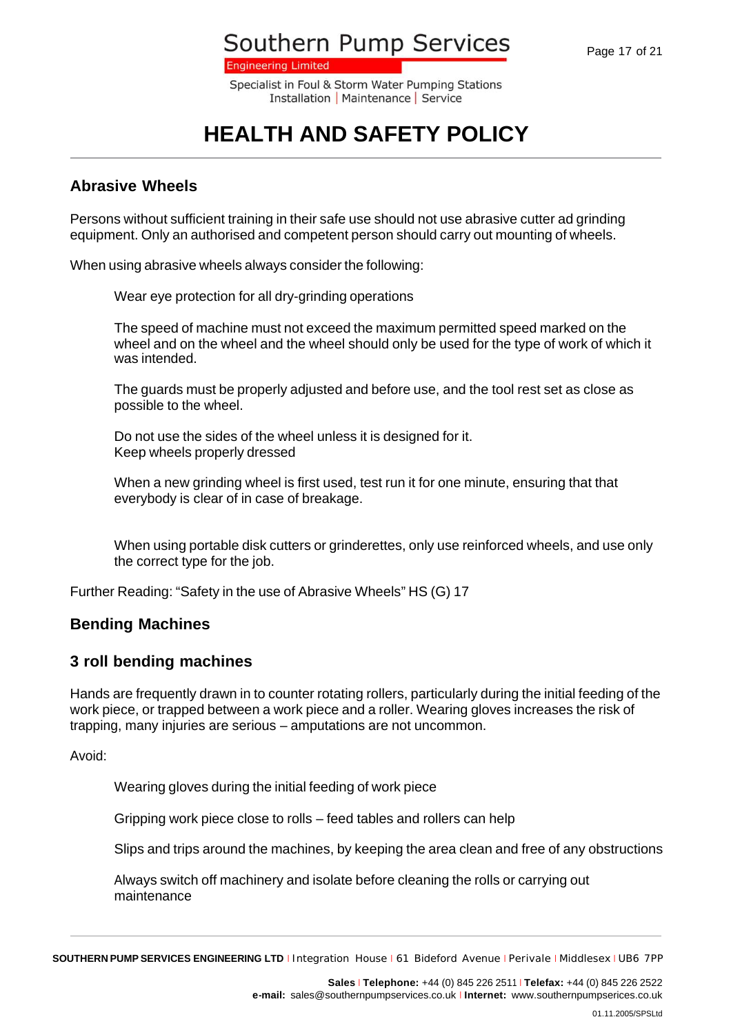# HEALTH AND SAFETY POLICY

## Abrasive Wheels

Persons without sufficient training in their safe use should not use abrasive cutter ad grinding equipment. Only an authorised and competent person should carry out mounting of wheels.

When using abrasive wheels always consider the following:

Wear eye protection for all dry-grinding operations

The speed of machine must not exceed the maximum permitted speed marked on the wheel and on the wheel and the wheel should only be used for the type of work of which it was intended.

The guards must be properly adjusted and before use, and the tool rest set as close as possible to the wheel.

Do not use the sides of the wheel unless it is designed for it.
Keep wheels properly dressed

When a new grinding wheel is first used, test run it for one minute, ensuring that that everybody is clear of in case of breakage.

When using portable disk cutters or grinderettes, only use reinforced wheels, and use only the correct type for the job.

Further Reading: "Safety in the use of Abrasive Wheels" HS (G) 17

## Bending Machines

## 3 roll bending machines

Hands are frequently drawn in to counter rotating rollers, particularly during the initial feeding of the work piece, or trapped between a work piece and a roller. Wearing gloves increases the risk of trapping, many injuries are serious – amputations are not uncommon.

Avoid:

Wearing gloves during the initial feeding of work piece

Gripping work piece close to rolls – feed tables and rollers can help

Slips and trips around the machines, by keeping the area clean and free of any obstructions

Always switch off machinery and isolate before cleaning the rolls or carrying out maintenance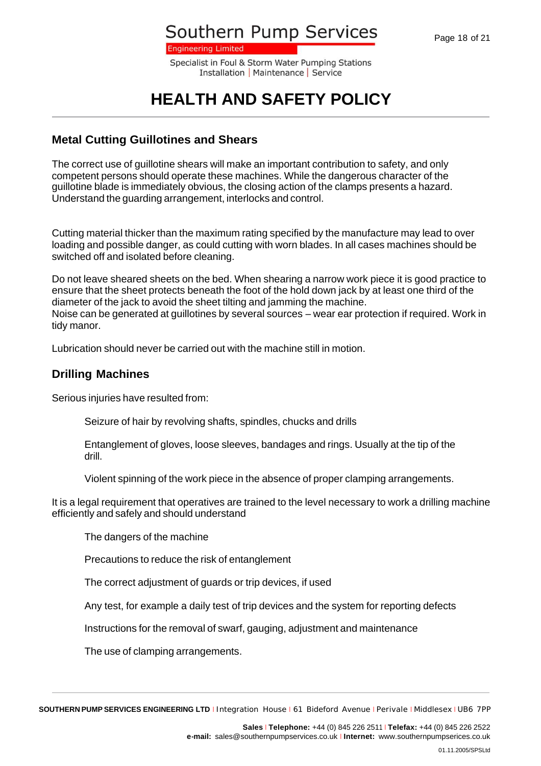# HEALTH AND SAFETY POLICY

## Metal Cutting Guillotines and Shears

The correct use of guillotine shears will make an important contribution to safety, and only competent persons should operate these machines. While the dangerous character of the guillotine blade is immediately obvious, the closing action of the clamps presents a hazard. Understand the guarding arrangement, interlocks and control.

Cutting material thicker than the maximum rating specified by the manufacture may lead to over loading and possible danger, as could cutting with worn blades. In all cases machines should be switched off and isolated before cleaning.

Do not leave sheared sheets on the bed. When shearing a narrow work piece it is good practice to ensure that the sheet protects beneath the foot of the hold down jack by at least one third of the diameter of the jack to avoid the sheet tilting and jamming the machine.
Noise can be generated at guillotines by several sources – wear ear protection if required. Work in tidy manor.

Lubrication should never be carried out with the machine still in motion.

## Drilling Machines

Serious injuries have resulted from:

- Seizure of hair by revolving shafts, spindles, chucks and drills
- Entanglement of gloves, loose sleeves, bandages and rings. Usually at the tip of the drill.
- Violent spinning of the work piece in the absence of proper clamping arrangements.

It is a legal requirement that operatives are trained to the level necessary to work a drilling machine efficiently and safely and should understand

- The dangers of the machine
- Precautions to reduce the risk of entanglement
- The correct adjustment of guards or trip devices, if used
- Any test, for example a daily test of trip devices and the system for reporting defects
- Instructions for the removal of swarf, gauging, adjustment and maintenance
- The use of clamping arrangements.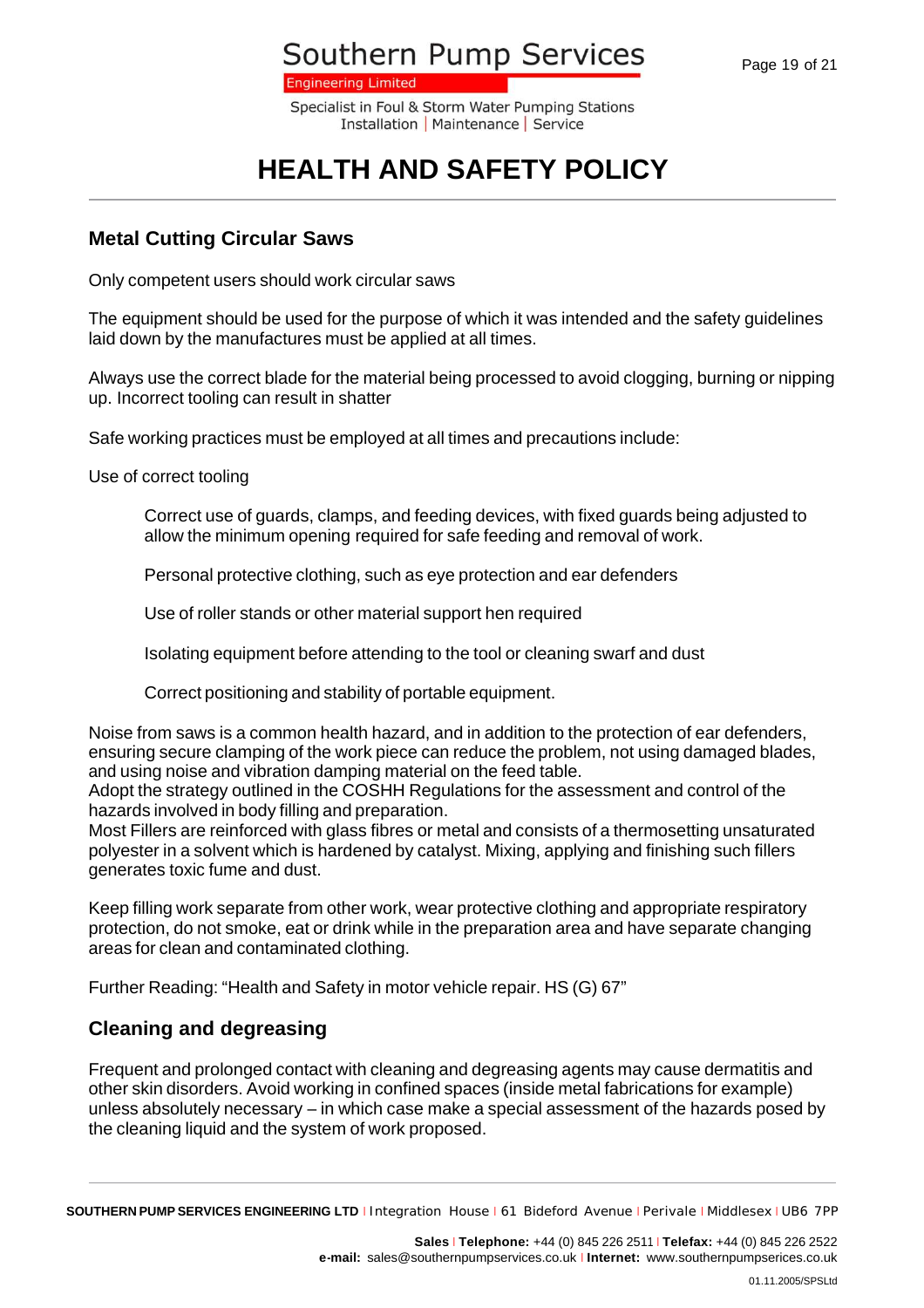# HEALTH AND SAFETY POLICY

## Metal Cutting Circular Saws

Only competent users should work circular saws

The equipment should be used for the purpose of which it was intended and the safety guidelines laid down by the manufactures must be applied at all times.

Always use the correct blade for the material being processed to avoid clogging, burning or nipping up. Incorrect tooling can result in shatter

Safe working practices must be employed at all times and precautions include:

Use of correct tooling

> Correct use of guards, clamps, and feeding devices, with fixed guards being adjusted to allow the minimum opening required for safe feeding and removal of work.
>
> Personal protective clothing, such as eye protection and ear defenders
>
> Use of roller stands or other material support hen required
>
> Isolating equipment before attending to the tool or cleaning swarf and dust
>
> Correct positioning and stability of portable equipment.

Noise from saws is a common health hazard, and in addition to the protection of ear defenders, ensuring secure clamping of the work piece can reduce the problem, not using damaged blades, and using noise and vibration damping material on the feed table.
Adopt the strategy outlined in the COSHH Regulations for the assessment and control of the hazards involved in body filling and preparation.
Most Fillers are reinforced with glass fibres or metal and consists of a thermosetting unsaturated polyester in a solvent which is hardened by catalyst. Mixing, applying and finishing such fillers generates toxic fume and dust.

Keep filling work separate from other work, wear protective clothing and appropriate respiratory protection, do not smoke, eat or drink while in the preparation area and have separate changing areas for clean and contaminated clothing.

Further Reading: "Health and Safety in motor vehicle repair. HS (G) 67"

## Cleaning and degreasing

Frequent and prolonged contact with cleaning and degreasing agents may cause dermatitis and other skin disorders. Avoid working in confined spaces (inside metal fabrications for example) unless absolutely necessary – in which case make a special assessment of the hazards posed by the cleaning liquid and the system of work proposed.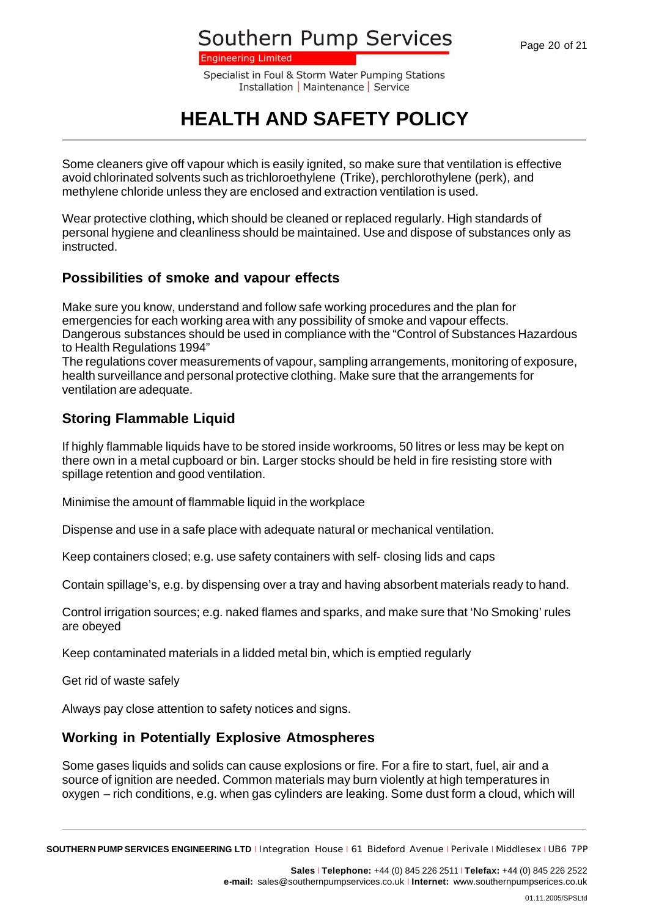# HEALTH AND SAFETY POLICY

Some cleaners give off vapour which is easily ignited, so make sure that ventilation is effective avoid chlorinated solvents such as trichloroethylene (Trike), perchlorothylene (perk), and methylene chloride unless they are enclosed and extraction ventilation is used.

Wear protective clothing, which should be cleaned or replaced regularly. High standards of personal hygiene and cleanliness should be maintained. Use and dispose of substances only as instructed.

## Possibilities of smoke and vapour effects

Make sure you know, understand and follow safe working procedures and the plan for emergencies for each working area with any possibility of smoke and vapour effects. Dangerous substances should be used in compliance with the "Control of Substances Hazardous to Health Regulations 1994"
The regulations cover measurements of vapour, sampling arrangements, monitoring of exposure, health surveillance and personal protective clothing. Make sure that the arrangements for ventilation are adequate.

## Storing Flammable Liquid

If highly flammable liquids have to be stored inside workrooms, 50 litres or less may be kept on there own in a metal cupboard or bin. Larger stocks should be held in fire resisting store with spillage retention and good ventilation.

Minimise the amount of flammable liquid in the workplace

Dispense and use in a safe place with adequate natural or mechanical ventilation.

Keep containers closed; e.g. use safety containers with self- closing lids and caps

Contain spillage's, e.g. by dispensing over a tray and having absorbent materials ready to hand.

Control irrigation sources; e.g. naked flames and sparks, and make sure that 'No Smoking' rules are obeyed

Keep contaminated materials in a lidded metal bin, which is emptied regularly

Get rid of waste safely

Always pay close attention to safety notices and signs.

## Working in Potentially Explosive Atmospheres

Some gases liquids and solids can cause explosions or fire. For a fire to start, fuel, air and a source of ignition are needed. Common materials may burn violently at high temperatures in oxygen – rich conditions, e.g. when gas cylinders are leaking. Some dust form a cloud, which will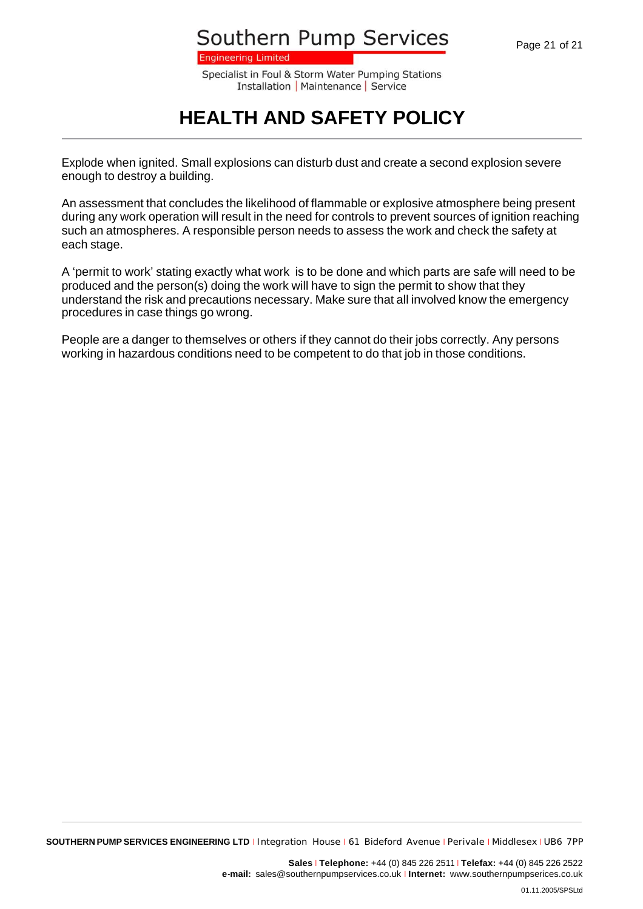Explode when ignited. Small explosions can disturb dust and create a second explosion severe enough to destroy a building.

An assessment that concludes the likelihood of flammable or explosive atmosphere being present during any work operation will result in the need for controls to prevent sources of ignition reaching such an atmospheres. A responsible person needs to assess the work and check the safety at each stage.

A 'permit to work' stating exactly what work is to be done and which parts are safe will need to be produced and the person(s) doing the work will have to sign the permit to show that they understand the risk and precautions necessary. Make sure that all involved know the emergency procedures in case things go wrong.

People are a danger to themselves or others if they cannot do their jobs correctly. Any persons working in hazardous conditions need to be competent to do that job in those conditions.